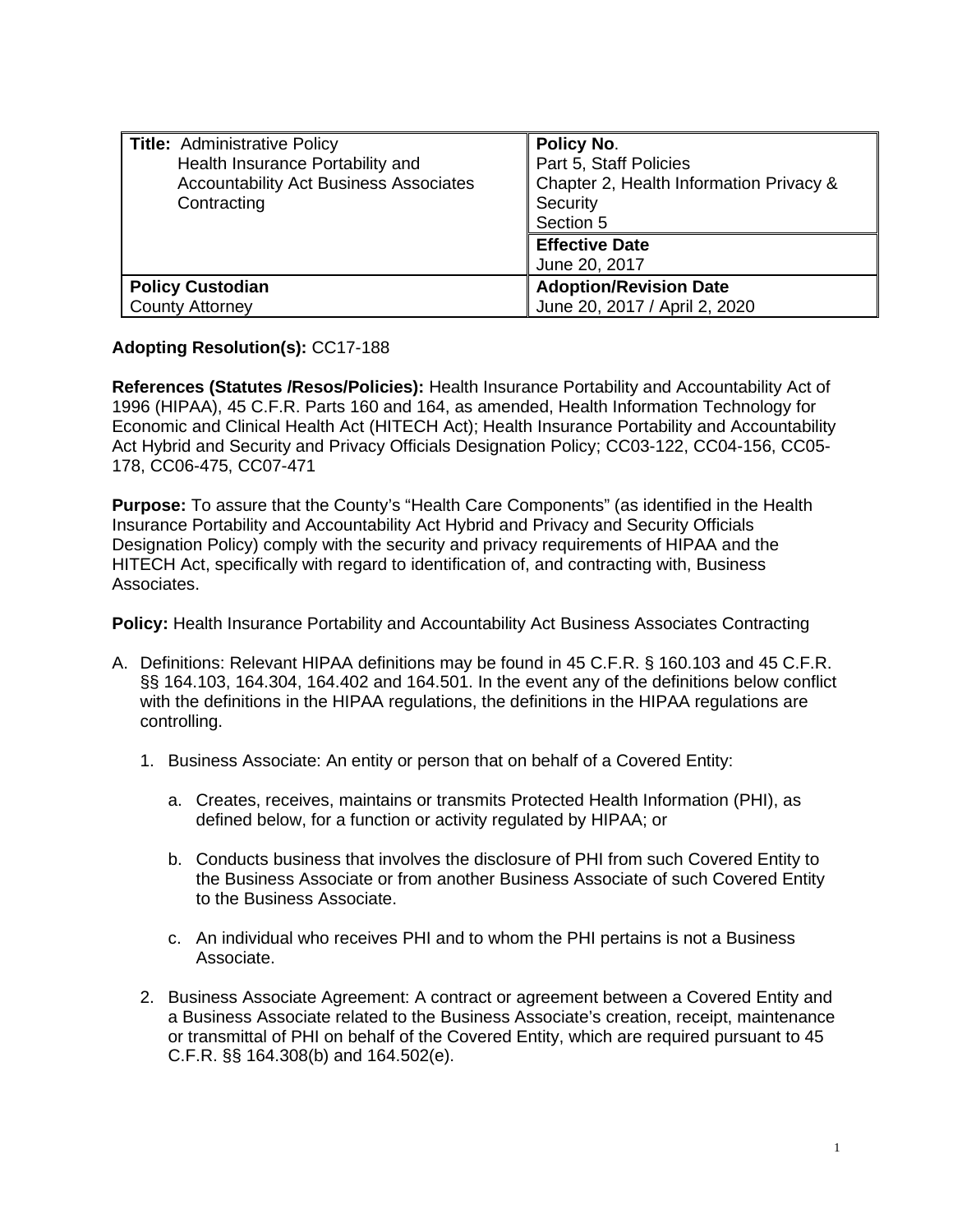| **Title:** Administrative Policy<br>Health Insurance Portability and Accountability Act Business Associates Contracting | **Policy No**.<br>Part 5, Staff Policies<br>Chapter 2, Health Information Privacy & Security<br>Section 5 |
|---|---|
| | **Effective Date**<br>June 20, 2017 |
| **Policy Custodian**<br>County Attorney | **Adoption/Revision Date**<br>June 20, 2017 / April 2, 2020 |

**Adopting Resolution(s):** CC17-188

**References (Statutes /Resos/Policies):** Health Insurance Portability and Accountability Act of 1996 (HIPAA), 45 C.F.R. Parts 160 and 164, as amended, Health Information Technology for Economic and Clinical Health Act (HITECH Act); Health Insurance Portability and Accountability Act Hybrid and Security and Privacy Officials Designation Policy; CC03-122, CC04-156, CC05-178, CC06-475, CC07-471

**Purpose:** To assure that the County's "Health Care Components" (as identified in the Health Insurance Portability and Accountability Act Hybrid and Privacy and Security Officials Designation Policy) comply with the security and privacy requirements of HIPAA and the HITECH Act, specifically with regard to identification of, and contracting with, Business Associates.

**Policy:** Health Insurance Portability and Accountability Act Business Associates Contracting

A. Definitions: Relevant HIPAA definitions may be found in 45 C.F.R. § 160.103 and 45 C.F.R. §§ 164.103, 164.304, 164.402 and 164.501. In the event any of the definitions below conflict with the definitions in the HIPAA regulations, the definitions in the HIPAA regulations are controlling.

   1. Business Associate: An entity or person that on behalf of a Covered Entity:

      a. Creates, receives, maintains or transmits Protected Health Information (PHI), as defined below, for a function or activity regulated by HIPAA; or

      b. Conducts business that involves the disclosure of PHI from such Covered Entity to the Business Associate or from another Business Associate of such Covered Entity to the Business Associate.

      c. An individual who receives PHI and to whom the PHI pertains is not a Business Associate.

   2. Business Associate Agreement: A contract or agreement between a Covered Entity and a Business Associate related to the Business Associate's creation, receipt, maintenance or transmittal of PHI on behalf of the Covered Entity, which are required pursuant to 45 C.F.R. §§ 164.308(b) and 164.502(e).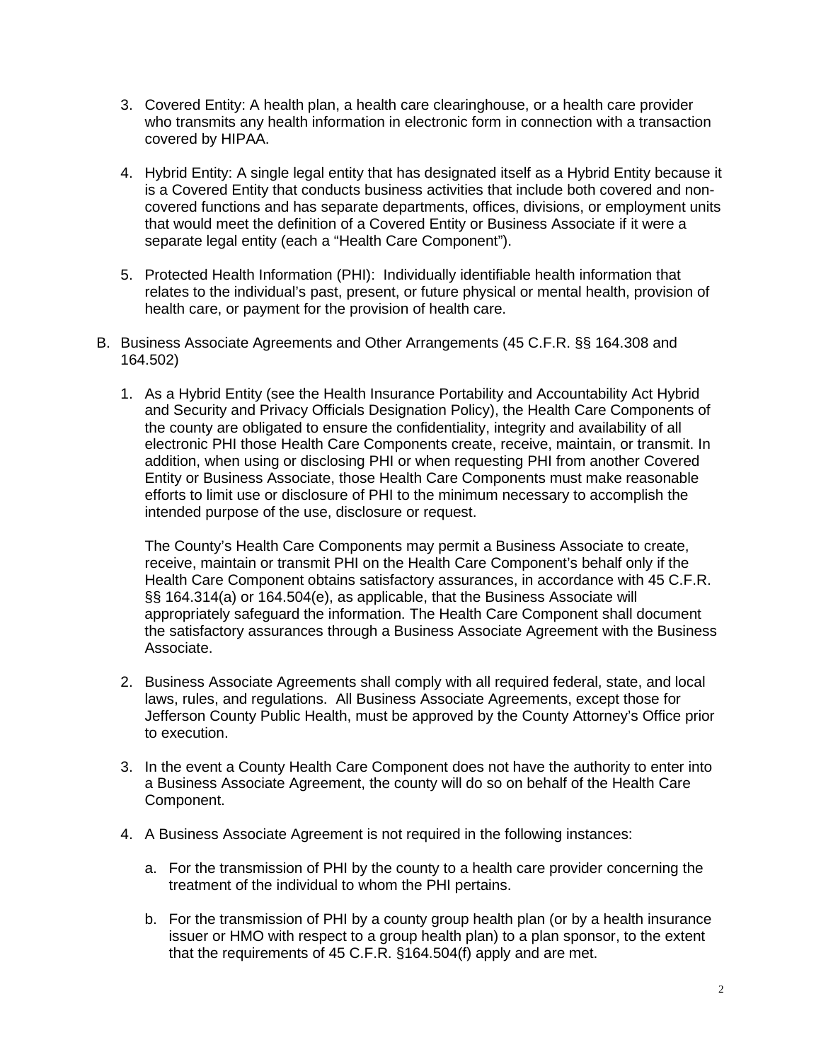3. Covered Entity: A health plan, a health care clearinghouse, or a health care provider who transmits any health information in electronic form in connection with a transaction covered by HIPAA.

4. Hybrid Entity: A single legal entity that has designated itself as a Hybrid Entity because it is a Covered Entity that conducts business activities that include both covered and non-covered functions and has separate departments, offices, divisions, or employment units that would meet the definition of a Covered Entity or Business Associate if it were a separate legal entity (each a "Health Care Component").

5. Protected Health Information (PHI): Individually identifiable health information that relates to the individual's past, present, or future physical or mental health, provision of health care, or payment for the provision of health care.

B. Business Associate Agreements and Other Arrangements (45 C.F.R. §§ 164.308 and 164.502)

1. As a Hybrid Entity (see the Health Insurance Portability and Accountability Act Hybrid and Security and Privacy Officials Designation Policy), the Health Care Components of the county are obligated to ensure the confidentiality, integrity and availability of all electronic PHI those Health Care Components create, receive, maintain, or transmit. In addition, when using or disclosing PHI or when requesting PHI from another Covered Entity or Business Associate, those Health Care Components must make reasonable efforts to limit use or disclosure of PHI to the minimum necessary to accomplish the intended purpose of the use, disclosure or request.

   The County's Health Care Components may permit a Business Associate to create, receive, maintain or transmit PHI on the Health Care Component's behalf only if the Health Care Component obtains satisfactory assurances, in accordance with 45 C.F.R. §§ 164.314(a) or 164.504(e), as applicable, that the Business Associate will appropriately safeguard the information. The Health Care Component shall document the satisfactory assurances through a Business Associate Agreement with the Business Associate.

2. Business Associate Agreements shall comply with all required federal, state, and local laws, rules, and regulations. All Business Associate Agreements, except those for Jefferson County Public Health, must be approved by the County Attorney's Office prior to execution.

3. In the event a County Health Care Component does not have the authority to enter into a Business Associate Agreement, the county will do so on behalf of the Health Care Component.

4. A Business Associate Agreement is not required in the following instances:

   a. For the transmission of PHI by the county to a health care provider concerning the treatment of the individual to whom the PHI pertains.

   b. For the transmission of PHI by a county group health plan (or by a health insurance issuer or HMO with respect to a group health plan) to a plan sponsor, to the extent that the requirements of 45 C.F.R. §164.504(f) apply and are met.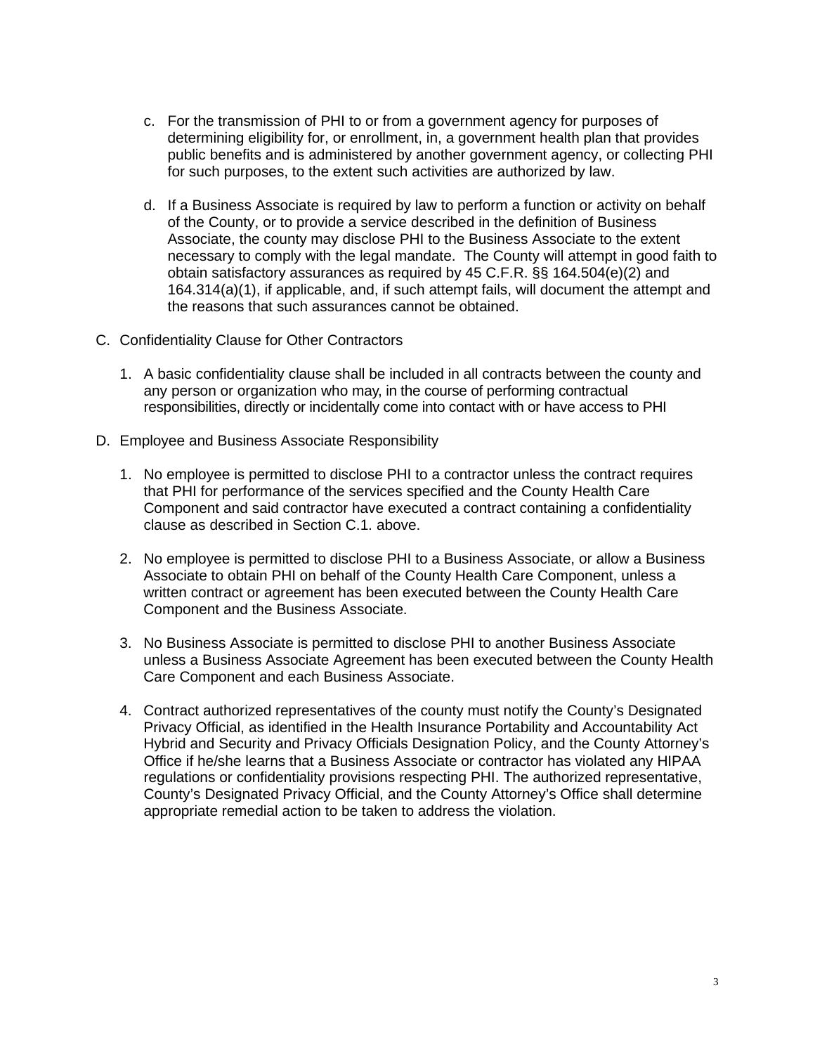c. For the transmission of PHI to or from a government agency for purposes of determining eligibility for, or enrollment, in, a government health plan that provides public benefits and is administered by another government agency, or collecting PHI for such purposes, to the extent such activities are authorized by law.

d. If a Business Associate is required by law to perform a function or activity on behalf of the County, or to provide a service described in the definition of Business Associate, the county may disclose PHI to the Business Associate to the extent necessary to comply with the legal mandate. The County will attempt in good faith to obtain satisfactory assurances as required by 45 C.F.R. §§ 164.504(e)(2) and 164.314(a)(1), if applicable, and, if such attempt fails, will document the attempt and the reasons that such assurances cannot be obtained.

C. Confidentiality Clause for Other Contractors

1. A basic confidentiality clause shall be included in all contracts between the county and any person or organization who may, in the course of performing contractual responsibilities, directly or incidentally come into contact with or have access to PHI

D. Employee and Business Associate Responsibility

1. No employee is permitted to disclose PHI to a contractor unless the contract requires that PHI for performance of the services specified and the County Health Care Component and said contractor have executed a contract containing a confidentiality clause as described in Section C.1. above.

2. No employee is permitted to disclose PHI to a Business Associate, or allow a Business Associate to obtain PHI on behalf of the County Health Care Component, unless a written contract or agreement has been executed between the County Health Care Component and the Business Associate.

3. No Business Associate is permitted to disclose PHI to another Business Associate unless a Business Associate Agreement has been executed between the County Health Care Component and each Business Associate.

4. Contract authorized representatives of the county must notify the County's Designated Privacy Official, as identified in the Health Insurance Portability and Accountability Act Hybrid and Security and Privacy Officials Designation Policy, and the County Attorney's Office if he/she learns that a Business Associate or contractor has violated any HIPAA regulations or confidentiality provisions respecting PHI. The authorized representative, County's Designated Privacy Official, and the County Attorney's Office shall determine appropriate remedial action to be taken to address the violation.